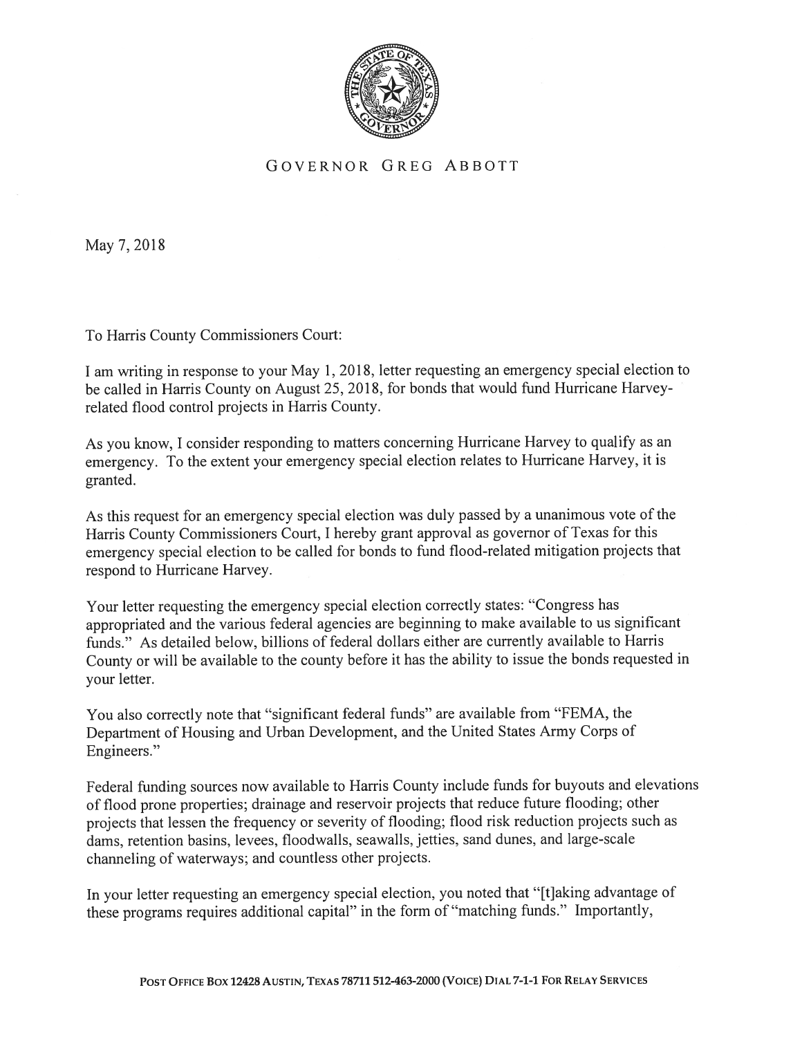GOVERNOR GREG ABBOTT

May 7, 2018

To Harris County Commissioners Court:

I am writing in response to your May 1, 2018, letter requesting an emergency special election to be called in Harris County on August 25, 2018, for bonds that would fund Hurricane Harvey-related flood control projects in Harris County.

As you know, I consider responding to matters concerning Hurricane Harvey to qualify as an emergency. To the extent your emergency special election relates to Hurricane Harvey, it is granted.

As this request for an emergency special election was duly passed by a unanimous vote of the Harris County Commissioners Court, I hereby grant approval as governor of Texas for this emergency special election to be called for bonds to fund flood-related mitigation projects that respond to Hurricane Harvey.

Your letter requesting the emergency special election correctly states: "Congress has appropriated and the various federal agencies are beginning to make available to us significant funds." As detailed below, billions of federal dollars either are currently available to Harris County or will be available to the county before it has the ability to issue the bonds requested in your letter.

You also correctly note that "significant federal funds" are available from "FEMA, the Department of Housing and Urban Development, and the United States Army Corps of Engineers."

Federal funding sources now available to Harris County include funds for buyouts and elevations of flood prone properties; drainage and reservoir projects that reduce future flooding; other projects that lessen the frequency or severity of flooding; flood risk reduction projects such as dams, retention basins, levees, floodwalls, seawalls, jetties, sand dunes, and large-scale channeling of waterways; and countless other projects.

In your letter requesting an emergency special election, you noted that "[t]aking advantage of these programs requires additional capital" in the form of "matching funds." Importantly,

POST OFFICE BOX 12428 AUSTIN, TEXAS 78711 512-463-2000 (VOICE) DIAL 7-1-1 FOR RELAY SERVICES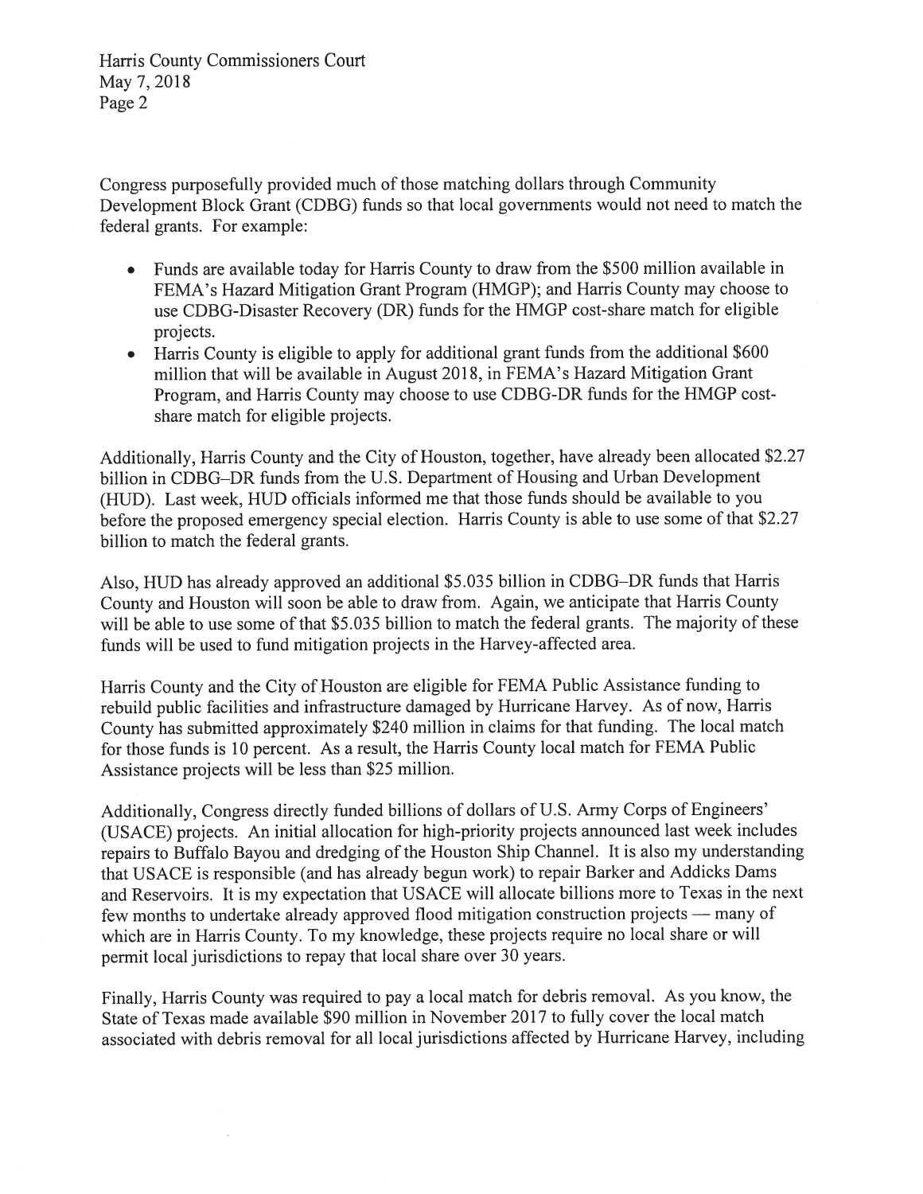Congress purposefully provided much of those matching dollars through Community Development Block Grant (CDBG) funds so that local governments would not need to match the federal grants. For example:

- Funds are available today for Harris County to draw from the $500 million available in FEMA's Hazard Mitigation Grant Program (HMGP); and Harris County may choose to use CDBG-Disaster Recovery (DR) funds for the HMGP cost-share match for eligible projects.
- Harris County is eligible to apply for additional grant funds from the additional $600 million that will be available in August 2018, in FEMA's Hazard Mitigation Grant Program, and Harris County may choose to use CDBG-DR funds for the HMGP cost-share match for eligible projects.

Additionally, Harris County and the City of Houston, together, have already been allocated $2.27 billion in CDBG–DR funds from the U.S. Department of Housing and Urban Development (HUD). Last week, HUD officials informed me that those funds should be available to you before the proposed emergency special election. Harris County is able to use some of that $2.27 billion to match the federal grants.

Also, HUD has already approved an additional $5.035 billion in CDBG–DR funds that Harris County and Houston will soon be able to draw from. Again, we anticipate that Harris County will be able to use some of that $5.035 billion to match the federal grants. The majority of these funds will be used to fund mitigation projects in the Harvey-affected area.

Harris County and the City of Houston are eligible for FEMA Public Assistance funding to rebuild public facilities and infrastructure damaged by Hurricane Harvey. As of now, Harris County has submitted approximately $240 million in claims for that funding. The local match for those funds is 10 percent. As a result, the Harris County local match for FEMA Public Assistance projects will be less than $25 million.

Additionally, Congress directly funded billions of dollars of U.S. Army Corps of Engineers' (USACE) projects. An initial allocation for high-priority projects announced last week includes repairs to Buffalo Bayou and dredging of the Houston Ship Channel. It is also my understanding that USACE is responsible (and has already begun work) to repair Barker and Addicks Dams and Reservoirs. It is my expectation that USACE will allocate billions more to Texas in the next few months to undertake already approved flood mitigation construction projects — many of which are in Harris County. To my knowledge, these projects require no local share or will permit local jurisdictions to repay that local share over 30 years.

Finally, Harris County was required to pay a local match for debris removal. As you know, the State of Texas made available $90 million in November 2017 to fully cover the local match associated with debris removal for all local jurisdictions affected by Hurricane Harvey, including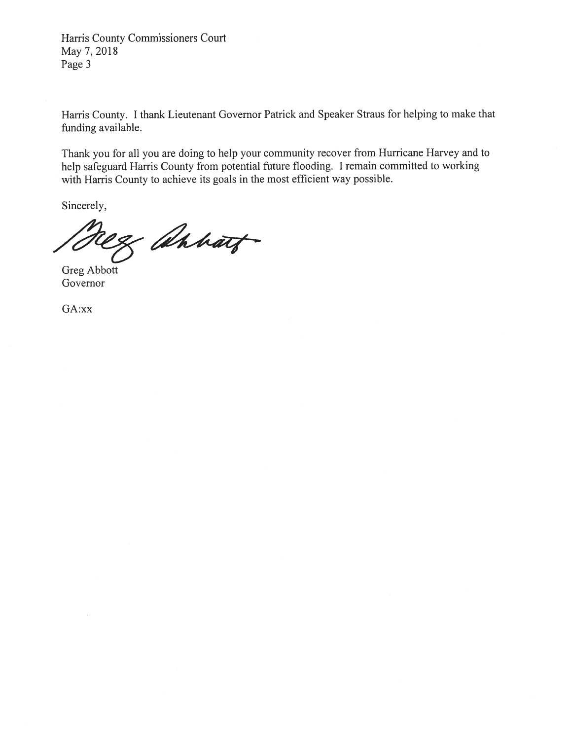Harris County. I thank Lieutenant Governor Patrick and Speaker Straus for helping to make that funding available.

Thank you for all you are doing to help your community recover from Hurricane Harvey and to help safeguard Harris County from potential future flooding. I remain committed to working with Harris County to achieve its goals in the most efficient way possible.

Sincerely,

Greg Abbott
Governor

GA:xx